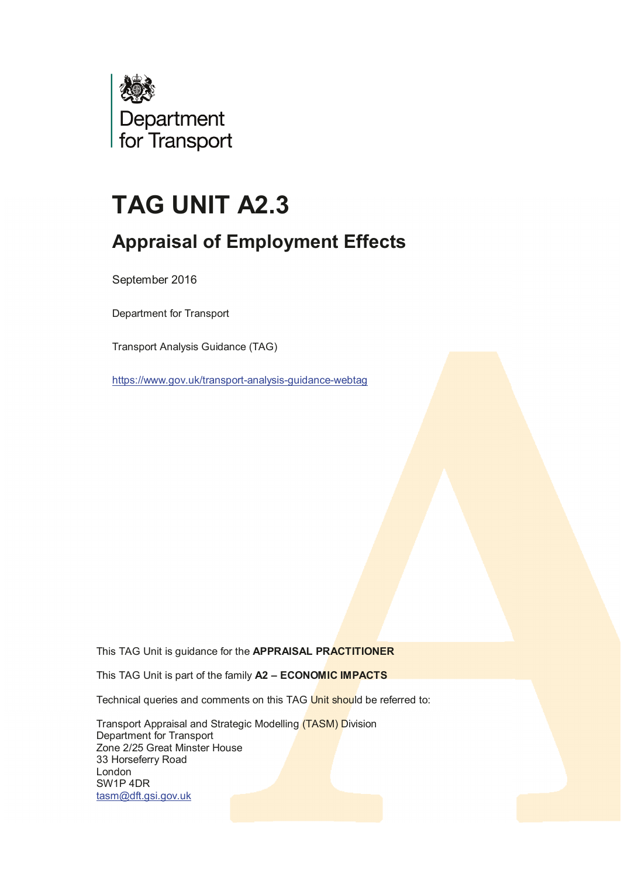Department for Transport

# TAG UNIT A2.3

## Appraisal of Employment Effects

September 2016

Department for Transport

Transport Analysis Guidance (TAG)

https://www.gov.uk/transport-analysis-guidance-webtag

This TAG Unit is guidance for the **APPRAISAL PRACTITIONER**

This TAG Unit is part of the family **A2 – ECONOMIC IMPACTS**

Technical queries and comments on this TAG Unit should be referred to:

Transport Appraisal and Strategic Modelling (TASM) Division  
Department for Transport  
Zone 2/25 Great Minster House  
33 Horseferry Road  
London  
SW1P 4DR  
tasm@dft.gsi.gov.uk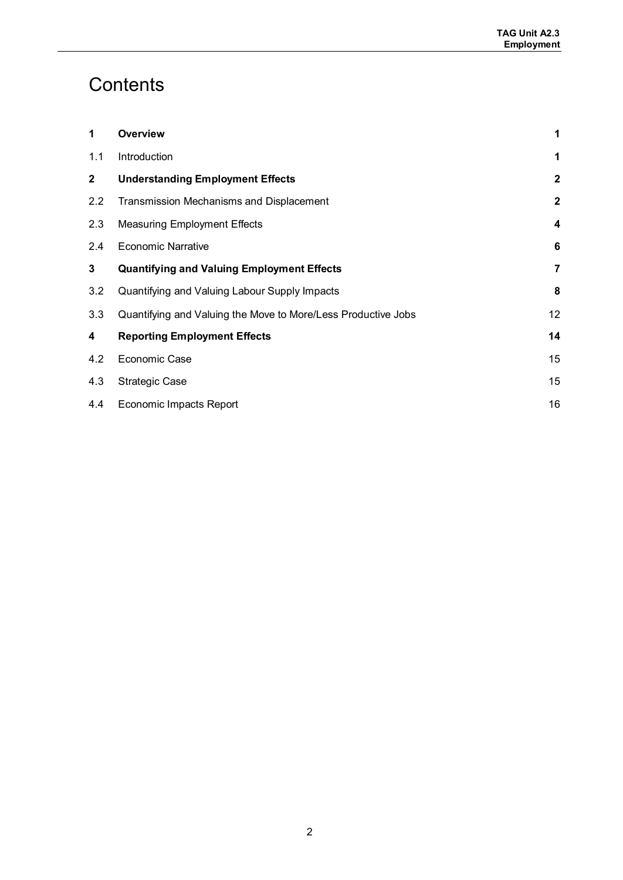# Contents

| | | |
|---|---|---|
| **1** | **Overview** | **1** |
| 1.1 | Introduction | **1** |
| **2** | **Understanding Employment Effects** | **2** |
| 2.2 | Transmission Mechanisms and Displacement | **2** |
| 2.3 | Measuring Employment Effects | **4** |
| 2.4 | Economic Narrative | **6** |
| **3** | **Quantifying and Valuing Employment Effects** | **7** |
| 3.2 | Quantifying and Valuing Labour Supply Impacts | **8** |
| 3.3 | Quantifying and Valuing the Move to More/Less Productive Jobs | 12 |
| **4** | **Reporting Employment Effects** | **14** |
| 4.2 | Economic Case | 15 |
| 4.3 | Strategic Case | 15 |
| 4.4 | Economic Impacts Report | 16 |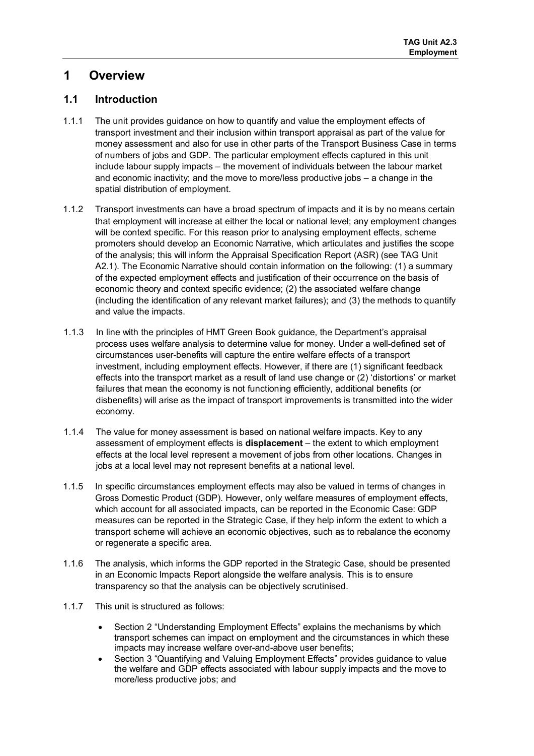# 1 Overview

## 1.1 Introduction

1.1.1 The unit provides guidance on how to quantify and value the employment effects of transport investment and their inclusion within transport appraisal as part of the value for money assessment and also for use in other parts of the Transport Business Case in terms of numbers of jobs and GDP. The particular employment effects captured in this unit include labour supply impacts – the movement of individuals between the labour market and economic inactivity; and the move to more/less productive jobs – a change in the spatial distribution of employment.

1.1.2 Transport investments can have a broad spectrum of impacts and it is by no means certain that employment will increase at either the local or national level; any employment changes will be context specific. For this reason prior to analysing employment effects, scheme promoters should develop an Economic Narrative, which articulates and justifies the scope of the analysis; this will inform the Appraisal Specification Report (ASR) (see TAG Unit A2.1). The Economic Narrative should contain information on the following: (1) a summary of the expected employment effects and justification of their occurrence on the basis of economic theory and context specific evidence; (2) the associated welfare change (including the identification of any relevant market failures); and (3) the methods to quantify and value the impacts.

1.1.3 In line with the principles of HMT Green Book guidance, the Department's appraisal process uses welfare analysis to determine value for money. Under a well-defined set of circumstances user-benefits will capture the entire welfare effects of a transport investment, including employment effects. However, if there are (1) significant feedback effects into the transport market as a result of land use change or (2) 'distortions' or market failures that mean the economy is not functioning efficiently, additional benefits (or disbenefits) will arise as the impact of transport improvements is transmitted into the wider economy.

1.1.4 The value for money assessment is based on national welfare impacts. Key to any assessment of employment effects is **displacement** – the extent to which employment effects at the local level represent a movement of jobs from other locations. Changes in jobs at a local level may not represent benefits at a national level.

1.1.5 In specific circumstances employment effects may also be valued in terms of changes in Gross Domestic Product (GDP). However, only welfare measures of employment effects, which account for all associated impacts, can be reported in the Economic Case: GDP measures can be reported in the Strategic Case, if they help inform the extent to which a transport scheme will achieve an economic objectives, such as to rebalance the economy or regenerate a specific area.

1.1.6 The analysis, which informs the GDP reported in the Strategic Case, should be presented in an Economic Impacts Report alongside the welfare analysis. This is to ensure transparency so that the analysis can be objectively scrutinised.

1.1.7 This unit is structured as follows:

- Section 2 "Understanding Employment Effects" explains the mechanisms by which transport schemes can impact on employment and the circumstances in which these impacts may increase welfare over-and-above user benefits;
- Section 3 "Quantifying and Valuing Employment Effects" provides guidance to value the welfare and GDP effects associated with labour supply impacts and the move to more/less productive jobs; and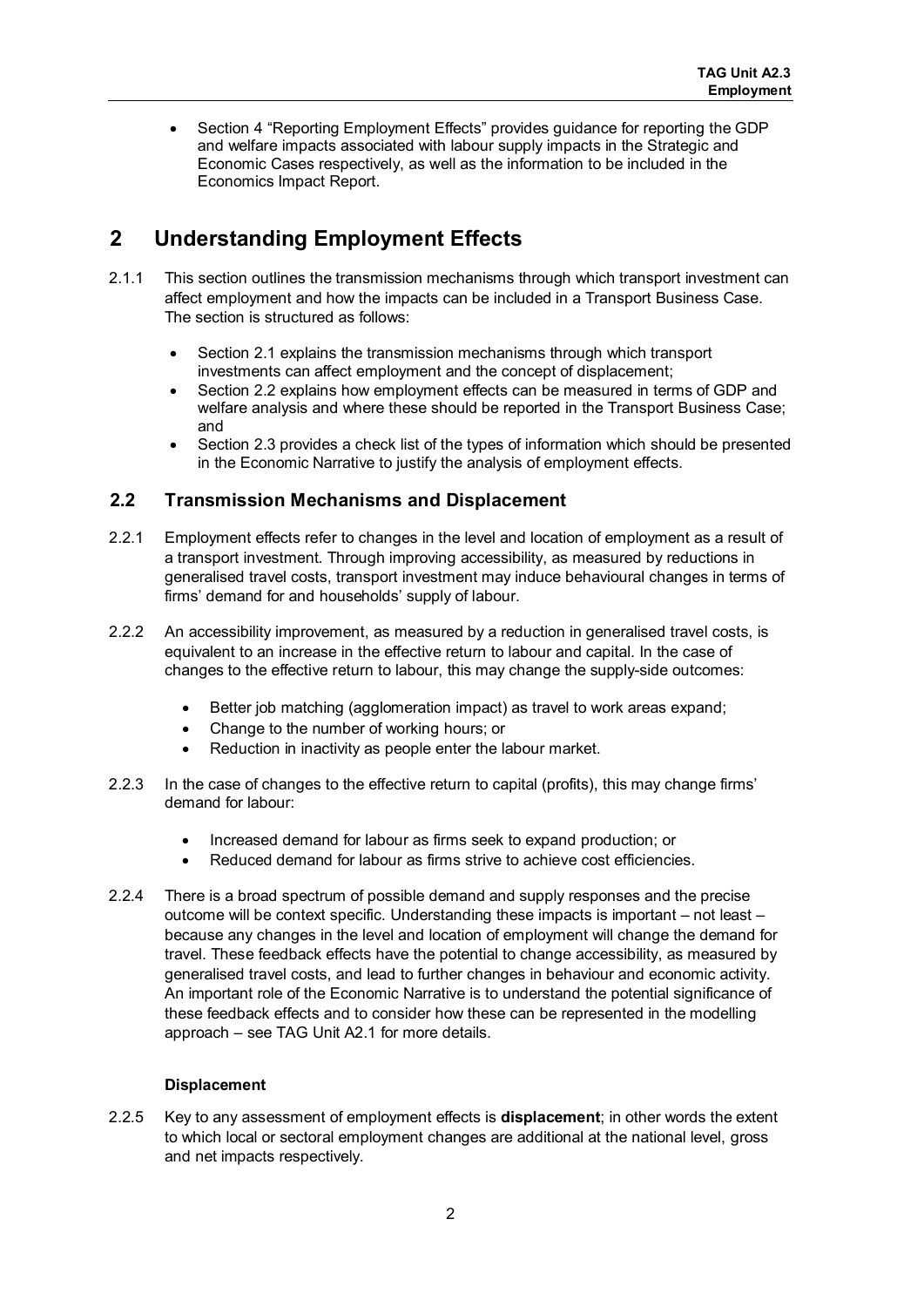- Section 4 "Reporting Employment Effects" provides guidance for reporting the GDP and welfare impacts associated with labour supply impacts in the Strategic and Economic Cases respectively, as well as the information to be included in the Economics Impact Report.

# 2 Understanding Employment Effects

2.1.1 This section outlines the transmission mechanisms through which transport investment can affect employment and how the impacts can be included in a Transport Business Case. The section is structured as follows:

- Section 2.1 explains the transmission mechanisms through which transport investments can affect employment and the concept of displacement;
- Section 2.2 explains how employment effects can be measured in terms of GDP and welfare analysis and where these should be reported in the Transport Business Case; and
- Section 2.3 provides a check list of the types of information which should be presented in the Economic Narrative to justify the analysis of employment effects.

## 2.2 Transmission Mechanisms and Displacement

2.2.1 Employment effects refer to changes in the level and location of employment as a result of a transport investment. Through improving accessibility, as measured by reductions in generalised travel costs, transport investment may induce behavioural changes in terms of firms' demand for and households' supply of labour.

2.2.2 An accessibility improvement, as measured by a reduction in generalised travel costs, is equivalent to an increase in the effective return to labour and capital. In the case of changes to the effective return to labour, this may change the supply-side outcomes:

- Better job matching (agglomeration impact) as travel to work areas expand;
- Change to the number of working hours; or
- Reduction in inactivity as people enter the labour market.

2.2.3 In the case of changes to the effective return to capital (profits), this may change firms' demand for labour:

- Increased demand for labour as firms seek to expand production; or
- Reduced demand for labour as firms strive to achieve cost efficiencies.

2.2.4 There is a broad spectrum of possible demand and supply responses and the precise outcome will be context specific. Understanding these impacts is important – not least – because any changes in the level and location of employment will change the demand for travel. These feedback effects have the potential to change accessibility, as measured by generalised travel costs, and lead to further changes in behaviour and economic activity. An important role of the Economic Narrative is to understand the potential significance of these feedback effects and to consider how these can be represented in the modelling approach – see TAG Unit A2.1 for more details.

### Displacement

2.2.5 Key to any assessment of employment effects is **displacement**; in other words the extent to which local or sectoral employment changes are additional at the national level, gross and net impacts respectively.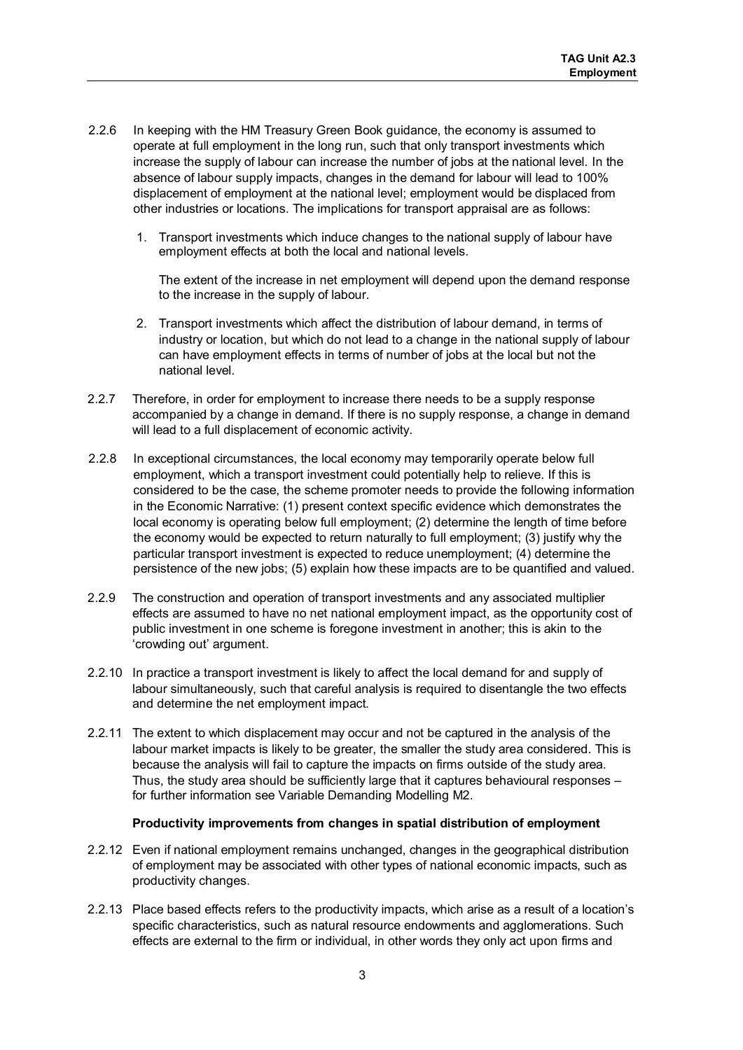2.2.6 In keeping with the HM Treasury Green Book guidance, the economy is assumed to operate at full employment in the long run, such that only transport investments which increase the supply of labour can increase the number of jobs at the national level. In the absence of labour supply impacts, changes in the demand for labour will lead to 100% displacement of employment at the national level; employment would be displaced from other industries or locations. The implications for transport appraisal are as follows:

1. Transport investments which induce changes to the national supply of labour have employment effects at both the local and national levels.

   The extent of the increase in net employment will depend upon the demand response to the increase in the supply of labour.

2. Transport investments which affect the distribution of labour demand, in terms of industry or location, but which do not lead to a change in the national supply of labour can have employment effects in terms of number of jobs at the local but not the national level.

2.2.7 Therefore, in order for employment to increase there needs to be a supply response accompanied by a change in demand. If there is no supply response, a change in demand will lead to a full displacement of economic activity.

2.2.8 In exceptional circumstances, the local economy may temporarily operate below full employment, which a transport investment could potentially help to relieve. If this is considered to be the case, the scheme promoter needs to provide the following information in the Economic Narrative: (1) present context specific evidence which demonstrates the local economy is operating below full employment; (2) determine the length of time before the economy would be expected to return naturally to full employment; (3) justify why the particular transport investment is expected to reduce unemployment; (4) determine the persistence of the new jobs; (5) explain how these impacts are to be quantified and valued.

2.2.9 The construction and operation of transport investments and any associated multiplier effects are assumed to have no net national employment impact, as the opportunity cost of public investment in one scheme is foregone investment in another; this is akin to the 'crowding out' argument.

2.2.10 In practice a transport investment is likely to affect the local demand for and supply of labour simultaneously, such that careful analysis is required to disentangle the two effects and determine the net employment impact.

2.2.11 The extent to which displacement may occur and not be captured in the analysis of the labour market impacts is likely to be greater, the smaller the study area considered. This is because the analysis will fail to capture the impacts on firms outside of the study area. Thus, the study area should be sufficiently large that it captures behavioural responses – for further information see Variable Demanding Modelling M2.

**Productivity improvements from changes in spatial distribution of employment**

2.2.12 Even if national employment remains unchanged, changes in the geographical distribution of employment may be associated with other types of national economic impacts, such as productivity changes.

2.2.13 Place based effects refers to the productivity impacts, which arise as a result of a location's specific characteristics, such as natural resource endowments and agglomerations. Such effects are external to the firm or individual, in other words they only act upon firms and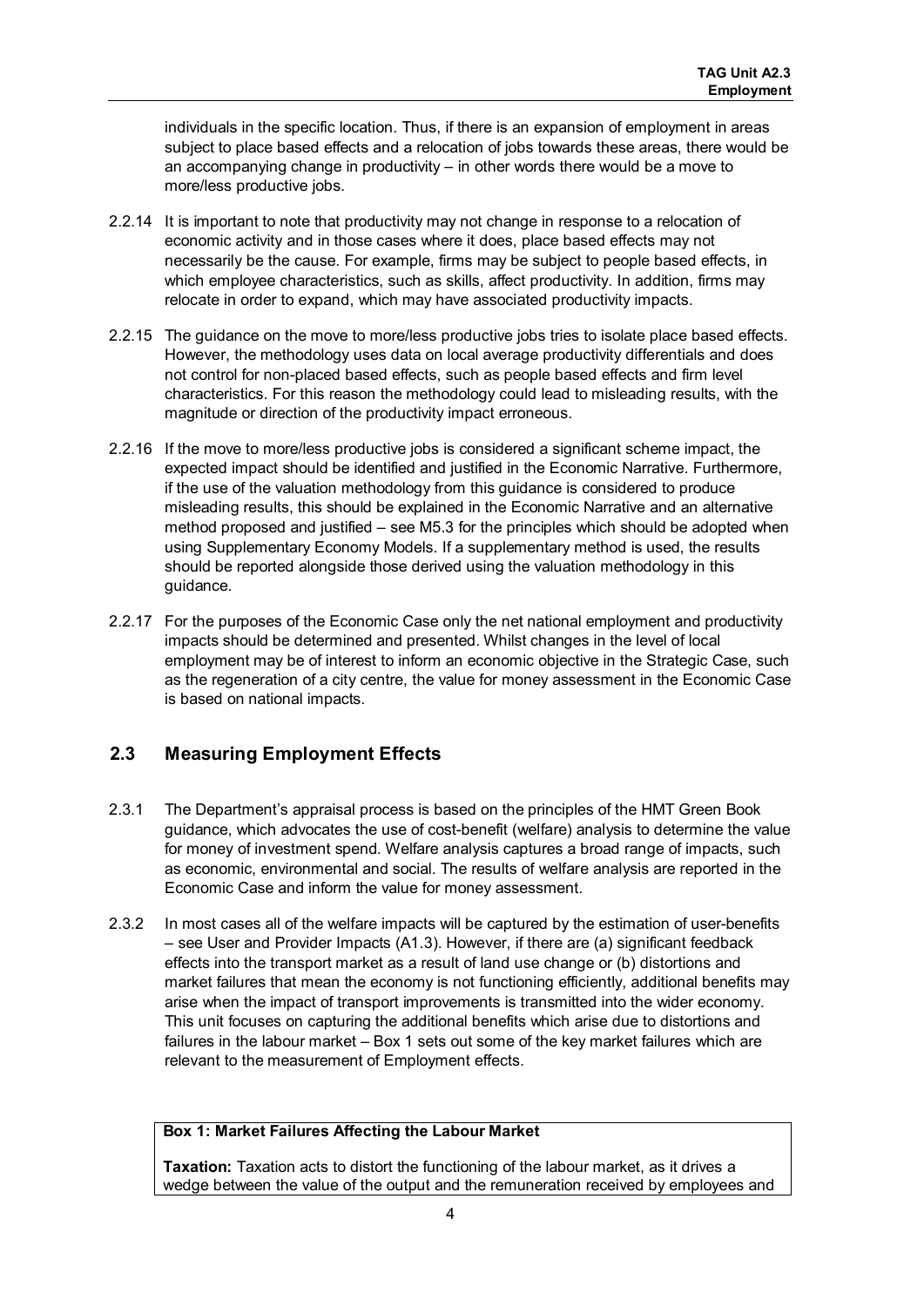individuals in the specific location. Thus, if there is an expansion of employment in areas subject to place based effects and a relocation of jobs towards these areas, there would be an accompanying change in productivity – in other words there would be a move to more/less productive jobs.

2.2.14 It is important to note that productivity may not change in response to a relocation of economic activity and in those cases where it does, place based effects may not necessarily be the cause. For example, firms may be subject to people based effects, in which employee characteristics, such as skills, affect productivity. In addition, firms may relocate in order to expand, which may have associated productivity impacts.

2.2.15 The guidance on the move to more/less productive jobs tries to isolate place based effects. However, the methodology uses data on local average productivity differentials and does not control for non-placed based effects, such as people based effects and firm level characteristics. For this reason the methodology could lead to misleading results, with the magnitude or direction of the productivity impact erroneous.

2.2.16 If the move to more/less productive jobs is considered a significant scheme impact, the expected impact should be identified and justified in the Economic Narrative. Furthermore, if the use of the valuation methodology from this guidance is considered to produce misleading results, this should be explained in the Economic Narrative and an alternative method proposed and justified – see M5.3 for the principles which should be adopted when using Supplementary Economy Models. If a supplementary method is used, the results should be reported alongside those derived using the valuation methodology in this guidance.

2.2.17 For the purposes of the Economic Case only the net national employment and productivity impacts should be determined and presented. Whilst changes in the level of local employment may be of interest to inform an economic objective in the Strategic Case, such as the regeneration of a city centre, the value for money assessment in the Economic Case is based on national impacts.

## 2.3 Measuring Employment Effects

2.3.1 The Department's appraisal process is based on the principles of the HMT Green Book guidance, which advocates the use of cost-benefit (welfare) analysis to determine the value for money of investment spend. Welfare analysis captures a broad range of impacts, such as economic, environmental and social. The results of welfare analysis are reported in the Economic Case and inform the value for money assessment.

2.3.2 In most cases all of the welfare impacts will be captured by the estimation of user-benefits – see User and Provider Impacts (A1.3). However, if there are (a) significant feedback effects into the transport market as a result of land use change or (b) distortions and market failures that mean the economy is not functioning efficiently, additional benefits may arise when the impact of transport improvements is transmitted into the wider economy. This unit focuses on capturing the additional benefits which arise due to distortions and failures in the labour market – Box 1 sets out some of the key market failures which are relevant to the measurement of Employment effects.

**Box 1: Market Failures Affecting the Labour Market**

**Taxation:** Taxation acts to distort the functioning of the labour market, as it drives a wedge between the value of the output and the remuneration received by employees and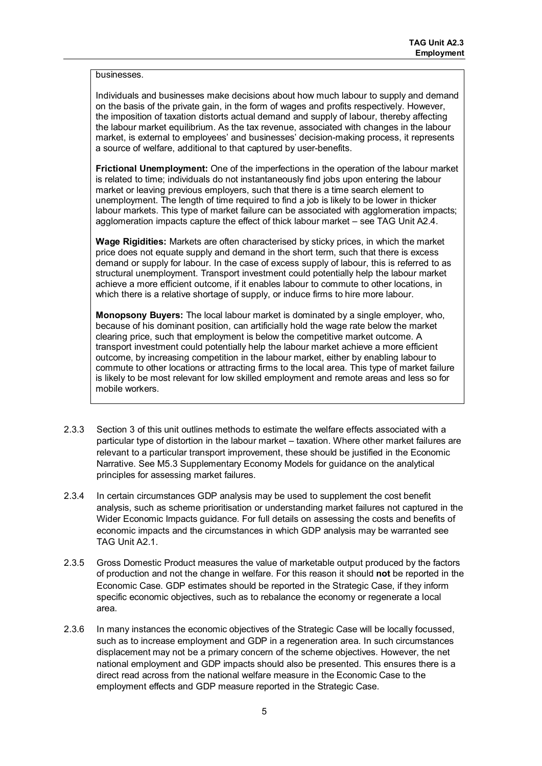businesses.

Individuals and businesses make decisions about how much labour to supply and demand on the basis of the private gain, in the form of wages and profits respectively. However, the imposition of taxation distorts actual demand and supply of labour, thereby affecting the labour market equilibrium. As the tax revenue, associated with changes in the labour market, is external to employees' and businesses' decision-making process, it represents a source of welfare, additional to that captured by user-benefits.

**Frictional Unemployment:** One of the imperfections in the operation of the labour market is related to time; individuals do not instantaneously find jobs upon entering the labour market or leaving previous employers, such that there is a time search element to unemployment. The length of time required to find a job is likely to be lower in thicker labour markets. This type of market failure can be associated with agglomeration impacts; agglomeration impacts capture the effect of thick labour market – see TAG Unit A2.4.

**Wage Rigidities:** Markets are often characterised by sticky prices, in which the market price does not equate supply and demand in the short term, such that there is excess demand or supply for labour. In the case of excess supply of labour, this is referred to as structural unemployment. Transport investment could potentially help the labour market achieve a more efficient outcome, if it enables labour to commute to other locations, in which there is a relative shortage of supply, or induce firms to hire more labour.

**Monopsony Buyers:** The local labour market is dominated by a single employer, who, because of his dominant position, can artificially hold the wage rate below the market clearing price, such that employment is below the competitive market outcome. A transport investment could potentially help the labour market achieve a more efficient outcome, by increasing competition in the labour market, either by enabling labour to commute to other locations or attracting firms to the local area. This type of market failure is likely to be most relevant for low skilled employment and remote areas and less so for mobile workers.

2.3.3 Section 3 of this unit outlines methods to estimate the welfare effects associated with a particular type of distortion in the labour market – taxation. Where other market failures are relevant to a particular transport improvement, these should be justified in the Economic Narrative. See M5.3 Supplementary Economy Models for guidance on the analytical principles for assessing market failures.

2.3.4 In certain circumstances GDP analysis may be used to supplement the cost benefit analysis, such as scheme prioritisation or understanding market failures not captured in the Wider Economic Impacts guidance. For full details on assessing the costs and benefits of economic impacts and the circumstances in which GDP analysis may be warranted see TAG Unit A2.1.

2.3.5 Gross Domestic Product measures the value of marketable output produced by the factors of production and not the change in welfare. For this reason it should **not** be reported in the Economic Case. GDP estimates should be reported in the Strategic Case, if they inform specific economic objectives, such as to rebalance the economy or regenerate a local area.

2.3.6 In many instances the economic objectives of the Strategic Case will be locally focussed, such as to increase employment and GDP in a regeneration area. In such circumstances displacement may not be a primary concern of the scheme objectives. However, the net national employment and GDP impacts should also be presented. This ensures there is a direct read across from the national welfare measure in the Economic Case to the employment effects and GDP measure reported in the Strategic Case.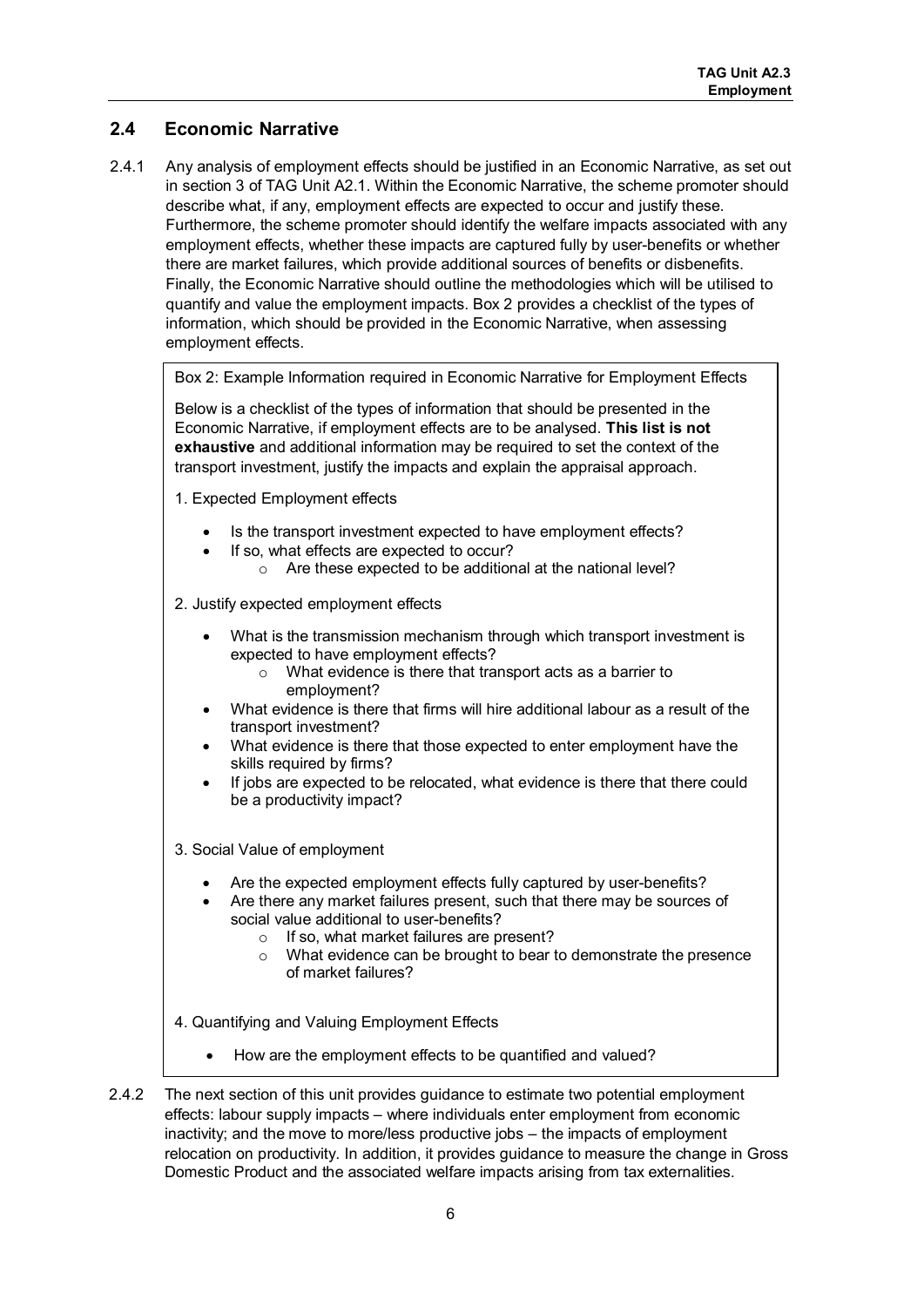## 2.4 Economic Narrative

2.4.1 Any analysis of employment effects should be justified in an Economic Narrative, as set out in section 3 of TAG Unit A2.1. Within the Economic Narrative, the scheme promoter should describe what, if any, employment effects are expected to occur and justify these. Furthermore, the scheme promoter should identify the welfare impacts associated with any employment effects, whether these impacts are captured fully by user-benefits or whether there are market failures, which provide additional sources of benefits or disbenefits. Finally, the Economic Narrative should outline the methodologies which will be utilised to quantify and value the employment impacts. Box 2 provides a checklist of the types of information, which should be provided in the Economic Narrative, when assessing employment effects.

> Box 2: Example Information required in Economic Narrative for Employment Effects
>
> Below is a checklist of the types of information that should be presented in the Economic Narrative, if employment effects are to be analysed. **This list is not exhaustive** and additional information may be required to set the context of the transport investment, justify the impacts and explain the appraisal approach.
>
> 1. Expected Employment effects
>
> - Is the transport investment expected to have employment effects?
> - If so, what effects are expected to occur?
>     - Are these expected to be additional at the national level?
>
> 2. Justify expected employment effects
>
> - What is the transmission mechanism through which transport investment is expected to have employment effects?
>     - What evidence is there that transport acts as a barrier to employment?
> - What evidence is there that firms will hire additional labour as a result of the transport investment?
> - What evidence is there that those expected to enter employment have the skills required by firms?
> - If jobs are expected to be relocated, what evidence is there that there could be a productivity impact?
>
> 3. Social Value of employment
>
> - Are the expected employment effects fully captured by user-benefits?
> - Are there any market failures present, such that there may be sources of social value additional to user-benefits?
>     - If so, what market failures are present?
>     - What evidence can be brought to bear to demonstrate the presence of market failures?
>
> 4. Quantifying and Valuing Employment Effects
>
> - How are the employment effects to be quantified and valued?

2.4.2 The next section of this unit provides guidance to estimate two potential employment effects: labour supply impacts – where individuals enter employment from economic inactivity; and the move to more/less productive jobs – the impacts of employment relocation on productivity. In addition, it provides guidance to measure the change in Gross Domestic Product and the associated welfare impacts arising from tax externalities.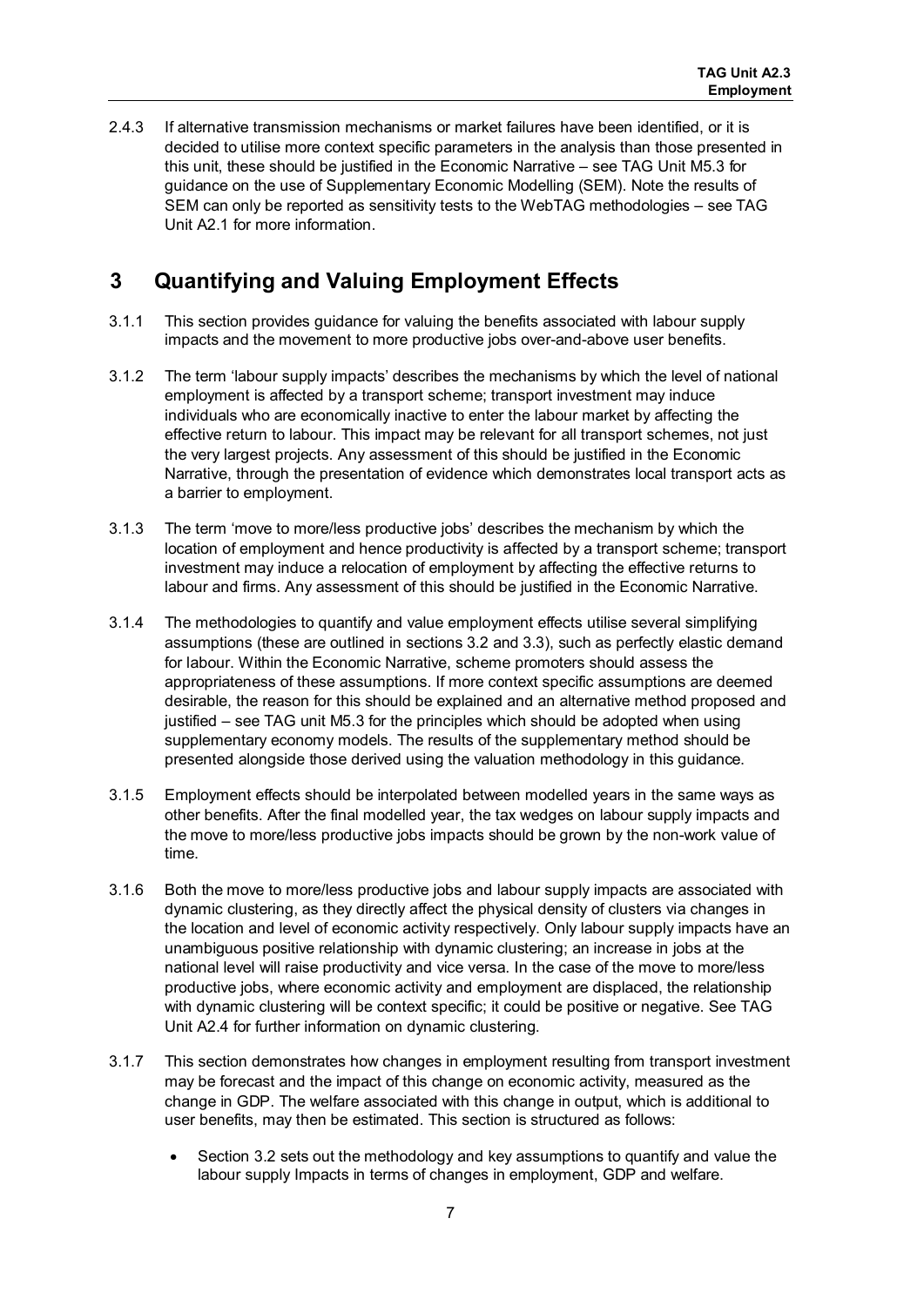2.4.3 If alternative transmission mechanisms or market failures have been identified, or it is decided to utilise more context specific parameters in the analysis than those presented in this unit, these should be justified in the Economic Narrative – see TAG Unit M5.3 for guidance on the use of Supplementary Economic Modelling (SEM). Note the results of SEM can only be reported as sensitivity tests to the WebTAG methodologies – see TAG Unit A2.1 for more information.

# 3 Quantifying and Valuing Employment Effects

3.1.1 This section provides guidance for valuing the benefits associated with labour supply impacts and the movement to more productive jobs over-and-above user benefits.

3.1.2 The term 'labour supply impacts' describes the mechanisms by which the level of national employment is affected by a transport scheme; transport investment may induce individuals who are economically inactive to enter the labour market by affecting the effective return to labour. This impact may be relevant for all transport schemes, not just the very largest projects. Any assessment of this should be justified in the Economic Narrative, through the presentation of evidence which demonstrates local transport acts as a barrier to employment.

3.1.3 The term 'move to more/less productive jobs' describes the mechanism by which the location of employment and hence productivity is affected by a transport scheme; transport investment may induce a relocation of employment by affecting the effective returns to labour and firms. Any assessment of this should be justified in the Economic Narrative.

3.1.4 The methodologies to quantify and value employment effects utilise several simplifying assumptions (these are outlined in sections 3.2 and 3.3), such as perfectly elastic demand for labour. Within the Economic Narrative, scheme promoters should assess the appropriateness of these assumptions. If more context specific assumptions are deemed desirable, the reason for this should be explained and an alternative method proposed and justified – see TAG unit M5.3 for the principles which should be adopted when using supplementary economy models. The results of the supplementary method should be presented alongside those derived using the valuation methodology in this guidance.

3.1.5 Employment effects should be interpolated between modelled years in the same ways as other benefits. After the final modelled year, the tax wedges on labour supply impacts and the move to more/less productive jobs impacts should be grown by the non-work value of time.

3.1.6 Both the move to more/less productive jobs and labour supply impacts are associated with dynamic clustering, as they directly affect the physical density of clusters via changes in the location and level of economic activity respectively. Only labour supply impacts have an unambiguous positive relationship with dynamic clustering; an increase in jobs at the national level will raise productivity and vice versa. In the case of the move to more/less productive jobs, where economic activity and employment are displaced, the relationship with dynamic clustering will be context specific; it could be positive or negative. See TAG Unit A2.4 for further information on dynamic clustering.

3.1.7 This section demonstrates how changes in employment resulting from transport investment may be forecast and the impact of this change on economic activity, measured as the change in GDP. The welfare associated with this change in output, which is additional to user benefits, may then be estimated. This section is structured as follows:

- Section 3.2 sets out the methodology and key assumptions to quantify and value the labour supply Impacts in terms of changes in employment, GDP and welfare.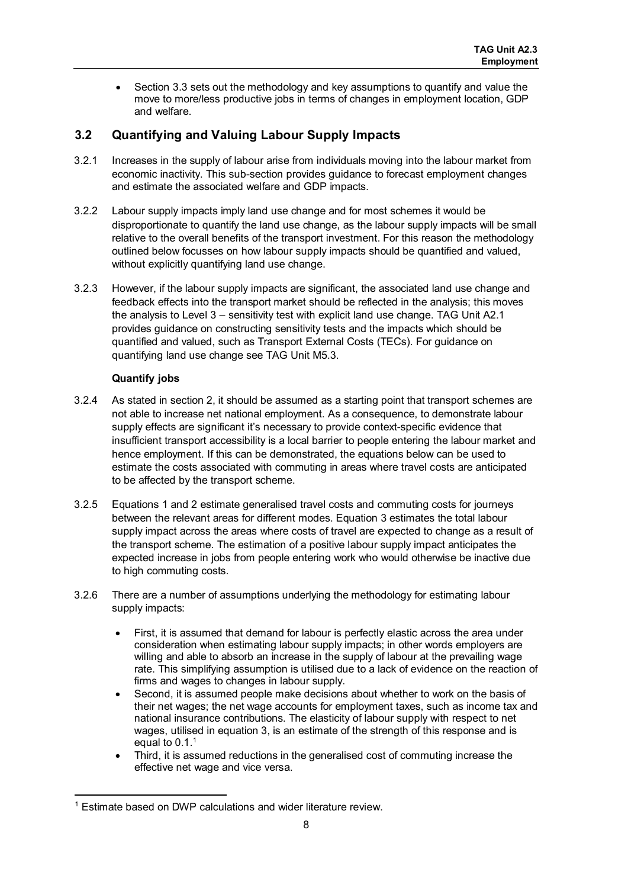- Section 3.3 sets out the methodology and key assumptions to quantify and value the move to more/less productive jobs in terms of changes in employment location, GDP and welfare.

## 3.2 Quantifying and Valuing Labour Supply Impacts

3.2.1 Increases in the supply of labour arise from individuals moving into the labour market from economic inactivity. This sub-section provides guidance to forecast employment changes and estimate the associated welfare and GDP impacts.

3.2.2 Labour supply impacts imply land use change and for most schemes it would be disproportionate to quantify the land use change, as the labour supply impacts will be small relative to the overall benefits of the transport investment. For this reason the methodology outlined below focusses on how labour supply impacts should be quantified and valued, without explicitly quantifying land use change.

3.2.3 However, if the labour supply impacts are significant, the associated land use change and feedback effects into the transport market should be reflected in the analysis; this moves the analysis to Level 3 – sensitivity test with explicit land use change. TAG Unit A2.1 provides guidance on constructing sensitivity tests and the impacts which should be quantified and valued, such as Transport External Costs (TECs). For guidance on quantifying land use change see TAG Unit M5.3.

**Quantify jobs**

3.2.4 As stated in section 2, it should be assumed as a starting point that transport schemes are not able to increase net national employment. As a consequence, to demonstrate labour supply effects are significant it's necessary to provide context-specific evidence that insufficient transport accessibility is a local barrier to people entering the labour market and hence employment. If this can be demonstrated, the equations below can be used to estimate the costs associated with commuting in areas where travel costs are anticipated to be affected by the transport scheme.

3.2.5 Equations 1 and 2 estimate generalised travel costs and commuting costs for journeys between the relevant areas for different modes. Equation 3 estimates the total labour supply impact across the areas where costs of travel are expected to change as a result of the transport scheme. The estimation of a positive labour supply impact anticipates the expected increase in jobs from people entering work who would otherwise be inactive due to high commuting costs.

3.2.6 There are a number of assumptions underlying the methodology for estimating labour supply impacts:

- First, it is assumed that demand for labour is perfectly elastic across the area under consideration when estimating labour supply impacts; in other words employers are willing and able to absorb an increase in the supply of labour at the prevailing wage rate. This simplifying assumption is utilised due to a lack of evidence on the reaction of firms and wages to changes in labour supply.
- Second, it is assumed people make decisions about whether to work on the basis of their net wages; the net wage accounts for employment taxes, such as income tax and national insurance contributions. The elasticity of labour supply with respect to net wages, utilised in equation 3, is an estimate of the strength of this response and is equal to 0.1.[1]
- Third, it is assumed reductions in the generalised cost of commuting increase the effective net wage and vice versa.

[1] Estimate based on DWP calculations and wider literature review.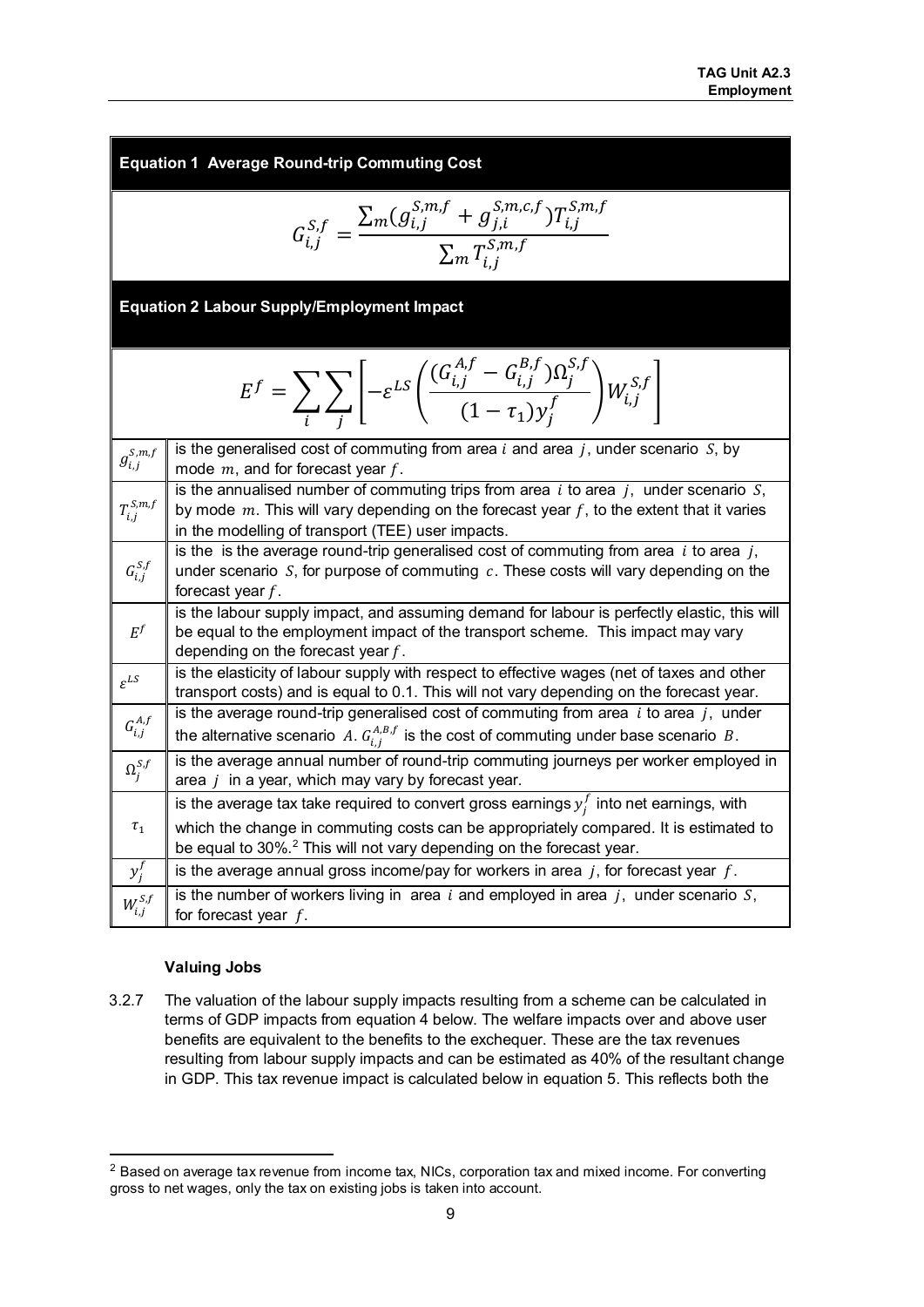**Equation 1 Average Round-trip Commuting Cost**

$$G_{i,j}^{S,f} = \frac{\sum_m (g_{i,j}^{S,m,f} + g_{j,i}^{S,m,c,f}) T_{i,j}^{S,m,f}}{\sum_m T_{i,j}^{S,m,f}}$$

**Equation 2 Labour Supply/Employment Impact**

$$E^f = \sum_i \sum_j \left[ -\varepsilon^{LS} \left( \frac{(G_{i,j}^{A,f} - G_{i,j}^{B,f}) \Omega_j^{S,f}}{(1-\tau_1) y_j^f} \right) W_{i,j}^{S,f} \right]$$

| | |
|---|---|
| $g_{i,j}^{S,m,f}$ | is the generalised cost of commuting from area $i$ and area $j$, under scenario $S$, by mode $m$, and for forecast year $f$. |
| $T_{i,j}^{S,m,f}$ | is the annualised number of commuting trips from area $i$ to area $j$, under scenario $S$, by mode $m$. This will vary depending on the forecast year $f$, to the extent that it varies in the modelling of transport (TEE) user impacts. |
| $G_{i,j}^{S,f}$ | is the is the average round-trip generalised cost of commuting from area $i$ to area $j$, under scenario $S$, for purpose of commuting $c$. These costs will vary depending on the forecast year $f$. |
| $E^f$ | is the labour supply impact, and assuming demand for labour is perfectly elastic, this will be equal to the employment impact of the transport scheme. This impact may vary depending on the forecast year $f$. |
| $\varepsilon^{LS}$ | is the elasticity of labour supply with respect to effective wages (net of taxes and other transport costs) and is equal to 0.1. This will not vary depending on the forecast year. |
| $G_{i,j}^{A,f}$ | is the average round-trip generalised cost of commuting from area $i$ to area $j$, under the alternative scenario $A$. $G_{i,j}^{A,B,f}$ is the cost of commuting under base scenario $B$. |
| $\Omega_j^{S,f}$ | is the average annual number of round-trip commuting journeys per worker employed in area $j$ in a year, which may vary by forecast year. |
| $\tau_1$ | is the average tax take required to convert gross earnings $y_j^f$ into net earnings, with which the change in commuting costs can be appropriately compared. It is estimated to be equal to 30%.[2] This will not vary depending on the forecast year. |
| $y_j^f$ | is the average annual gross income/pay for workers in area $j$, for forecast year $f$. |
| $W_{i,j}^{S,f}$ | is the number of workers living in area $i$ and employed in area $j$, under scenario $S$, for forecast year $f$. |

**Valuing Jobs**

3.2.7 The valuation of the labour supply impacts resulting from a scheme can be calculated in terms of GDP impacts from equation 4 below. The welfare impacts over and above user benefits are equivalent to the benefits to the exchequer. These are the tax revenues resulting from labour supply impacts and can be estimated as 40% of the resultant change in GDP. This tax revenue impact is calculated below in equation 5. This reflects both the

[2] Based on average tax revenue from income tax, NICs, corporation tax and mixed income. For converting gross to net wages, only the tax on existing jobs is taken into account.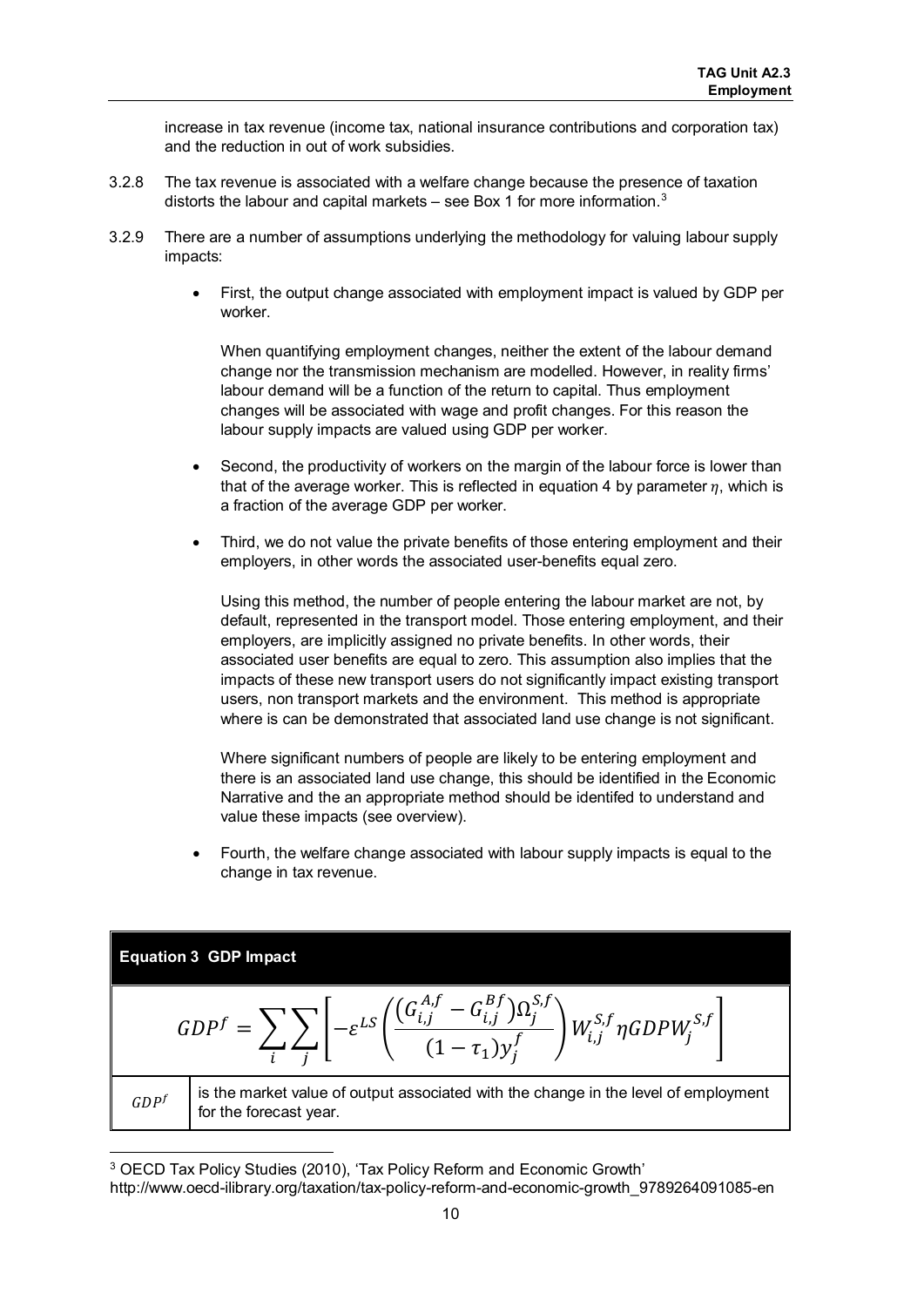increase in tax revenue (income tax, national insurance contributions and corporation tax) and the reduction in out of work subsidies.

3.2.8 The tax revenue is associated with a welfare change because the presence of taxation distorts the labour and capital markets – see Box 1 for more information.[3]

3.2.9 There are a number of assumptions underlying the methodology for valuing labour supply impacts:

- First, the output change associated with employment impact is valued by GDP per worker.

  When quantifying employment changes, neither the extent of the labour demand change nor the transmission mechanism are modelled. However, in reality firms' labour demand will be a function of the return to capital. Thus employment changes will be associated with wage and profit changes. For this reason the labour supply impacts are valued using GDP per worker.

- Second, the productivity of workers on the margin of the labour force is lower than that of the average worker. This is reflected in equation 4 by parameter $\eta$, which is a fraction of the average GDP per worker.

- Third, we do not value the private benefits of those entering employment and their employers, in other words the associated user-benefits equal zero.

  Using this method, the number of people entering the labour market are not, by default, represented in the transport model. Those entering employment, and their employers, are implicitly assigned no private benefits. In other words, their associated user benefits are equal to zero. This assumption also implies that the impacts of these new transport users do not significantly impact existing transport users, non transport markets and the environment. This method is appropriate where is can be demonstrated that associated land use change is not significant.

  Where significant numbers of people are likely to be entering employment and there is an associated land use change, this should be identified in the Economic Narrative and the an appropriate method should be identifed to understand and value these impacts (see overview).

- Fourth, the welfare change associated with labour supply impacts is equal to the change in tax revenue.

**Equation 3 GDP Impact**

$$GDP^f = \sum_i \sum_j \left[ -\varepsilon^{LS} \left( \frac{\left(G_{i,j}^{A,f} - G_{i,j}^{Bf}\right)\Omega_j^{S,f}}{(1-\tau_1)y_j^f} \right) W_{i,j}^{S,f} \eta GDPW_j^{S,f} \right]$$

| | |
|---|---|
| $GDP^f$ | is the market value of output associated with the change in the level of employment for the forecast year. |

[3] OECD Tax Policy Studies (2010), 'Tax Policy Reform and Economic Growth' http://www.oecd-ilibrary.org/taxation/tax-policy-reform-and-economic-growth_9789264091085-en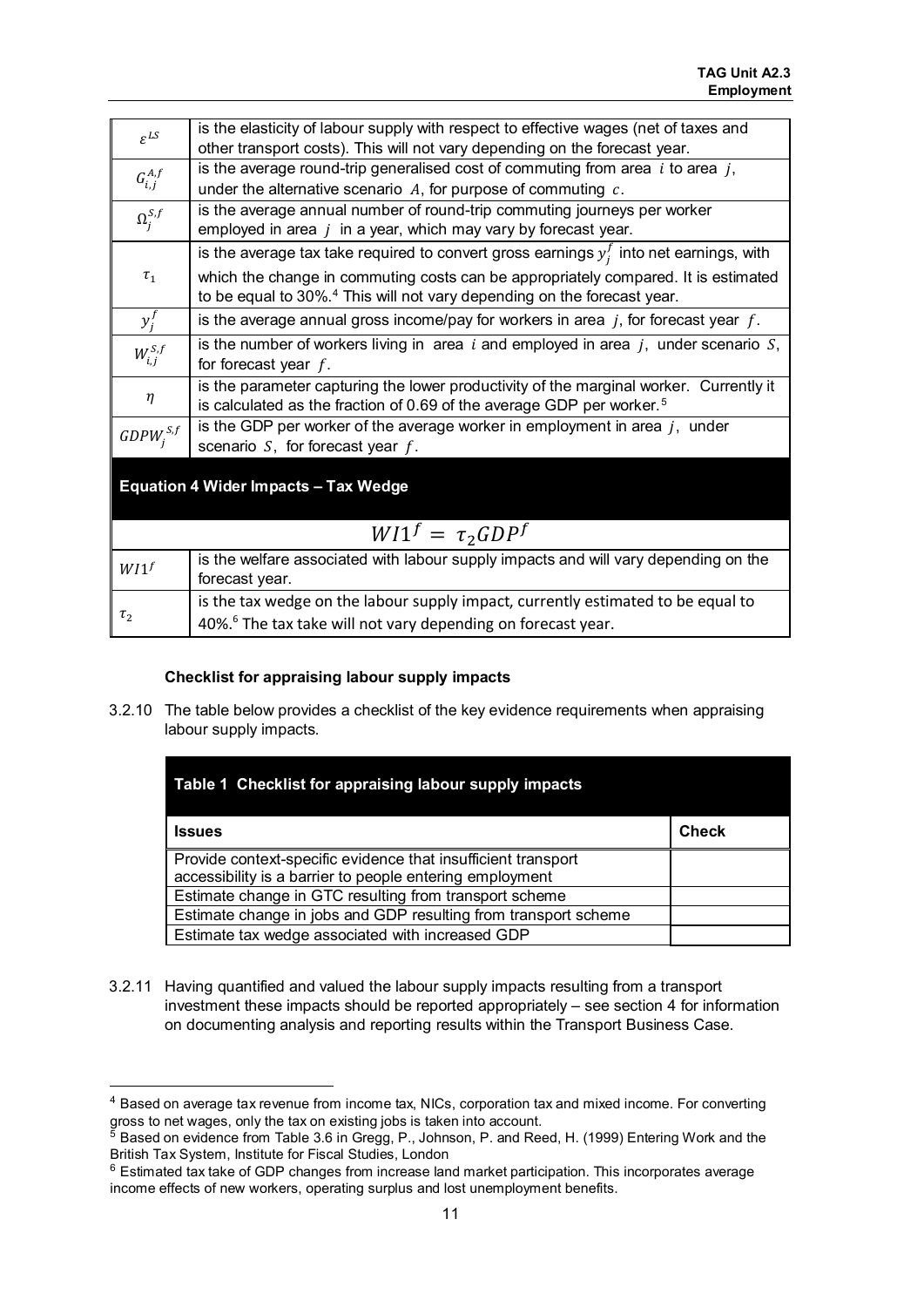| | |
|---|---|
| $\varepsilon^{LS}$ | is the elasticity of labour supply with respect to effective wages (net of taxes and other transport costs). This will not vary depending on the forecast year. |
| $G_{i,j}^{A,f}$ | is the average round-trip generalised cost of commuting from area $i$ to area $j$, under the alternative scenario $A$, for purpose of commuting $c$. |
| $\Omega_j^{S,f}$ | is the average annual number of round-trip commuting journeys per worker employed in area $j$ in a year, which may vary by forecast year. |
| $\tau_1$ | is the average tax take required to convert gross earnings $y_j^f$ into net earnings, with which the change in commuting costs can be appropriately compared. It is estimated to be equal to 30%.[4] This will not vary depending on the forecast year. |
| $y_j^f$ | is the average annual gross income/pay for workers in area $j$, for forecast year $f$. |
| $W_{i,j}^{S,f}$ | is the number of workers living in area $i$ and employed in area $j$, under scenario $S$, for forecast year $f$. |
| $\eta$ | is the parameter capturing the lower productivity of the marginal worker. Currently it is calculated as the fraction of 0.69 of the average GDP per worker.[5] |
| $GDPW_j^{S,f}$ | is the GDP per worker of the average worker in employment in area $j$, under scenario $S$, for forecast year $f$. |

**Equation 4 Wider Impacts – Tax Wedge**

$$WI1^f = \tau_2 GDP^f$$

| | |
|---|---|
| $WI1^f$ | is the welfare associated with labour supply impacts and will vary depending on the forecast year. |
| $\tau_2$ | is the tax wedge on the labour supply impact, currently estimated to be equal to 40%.[6] The tax take will not vary depending on forecast year. |

**Checklist for appraising labour supply impacts**

3.2.10 The table below provides a checklist of the key evidence requirements when appraising labour supply impacts.

**Table 1 Checklist for appraising labour supply impacts**

| Issues | Check |
|---|---|
| Provide context-specific evidence that insufficient transport accessibility is a barrier to people entering employment | |
| Estimate change in GTC resulting from transport scheme | |
| Estimate change in jobs and GDP resulting from transport scheme | |
| Estimate tax wedge associated with increased GDP | |

3.2.11 Having quantified and valued the labour supply impacts resulting from a transport investment these impacts should be reported appropriately – see section 4 for information on documenting analysis and reporting results within the Transport Business Case.

---

[4] Based on average tax revenue from income tax, NICs, corporation tax and mixed income. For converting gross to net wages, only the tax on existing jobs is taken into account.

[5] Based on evidence from Table 3.6 in Gregg, P., Johnson, P. and Reed, H. (1999) Entering Work and the British Tax System, Institute for Fiscal Studies, London

[6] Estimated tax take of GDP changes from increase land market participation. This incorporates average income effects of new workers, operating surplus and lost unemployment benefits.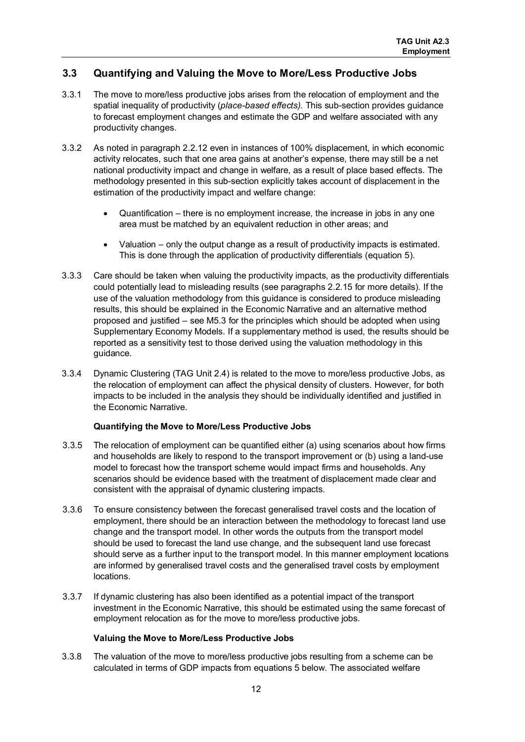## 3.3 Quantifying and Valuing the Move to More/Less Productive Jobs

3.3.1 The move to more/less productive jobs arises from the relocation of employment and the spatial inequality of productivity (*place-based effects).* This sub-section provides guidance to forecast employment changes and estimate the GDP and welfare associated with any productivity changes.

3.3.2 As noted in paragraph 2.2.12 even in instances of 100% displacement, in which economic activity relocates, such that one area gains at another's expense, there may still be a net national productivity impact and change in welfare, as a result of place based effects. The methodology presented in this sub-section explicitly takes account of displacement in the estimation of the productivity impact and welfare change:

- Quantification – there is no employment increase, the increase in jobs in any one area must be matched by an equivalent reduction in other areas; and
- Valuation – only the output change as a result of productivity impacts is estimated. This is done through the application of productivity differentials (equation 5).

3.3.3 Care should be taken when valuing the productivity impacts, as the productivity differentials could potentially lead to misleading results (see paragraphs 2.2.15 for more details). If the use of the valuation methodology from this guidance is considered to produce misleading results, this should be explained in the Economic Narrative and an alternative method proposed and justified – see M5.3 for the principles which should be adopted when using Supplementary Economy Models. If a supplementary method is used, the results should be reported as a sensitivity test to those derived using the valuation methodology in this guidance.

3.3.4 Dynamic Clustering (TAG Unit 2.4) is related to the move to more/less productive Jobs, as the relocation of employment can affect the physical density of clusters. However, for both impacts to be included in the analysis they should be individually identified and justified in the Economic Narrative.

**Quantifying the Move to More/Less Productive Jobs**

3.3.5 The relocation of employment can be quantified either (a) using scenarios about how firms and households are likely to respond to the transport improvement or (b) using a land-use model to forecast how the transport scheme would impact firms and households. Any scenarios should be evidence based with the treatment of displacement made clear and consistent with the appraisal of dynamic clustering impacts.

3.3.6 To ensure consistency between the forecast generalised travel costs and the location of employment, there should be an interaction between the methodology to forecast land use change and the transport model. In other words the outputs from the transport model should be used to forecast the land use change, and the subsequent land use forecast should serve as a further input to the transport model. In this manner employment locations are informed by generalised travel costs and the generalised travel costs by employment locations.

3.3.7 If dynamic clustering has also been identified as a potential impact of the transport investment in the Economic Narrative, this should be estimated using the same forecast of employment relocation as for the move to more/less productive jobs.

**Valuing the Move to More/Less Productive Jobs**

3.3.8 The valuation of the move to more/less productive jobs resulting from a scheme can be calculated in terms of GDP impacts from equations 5 below. The associated welfare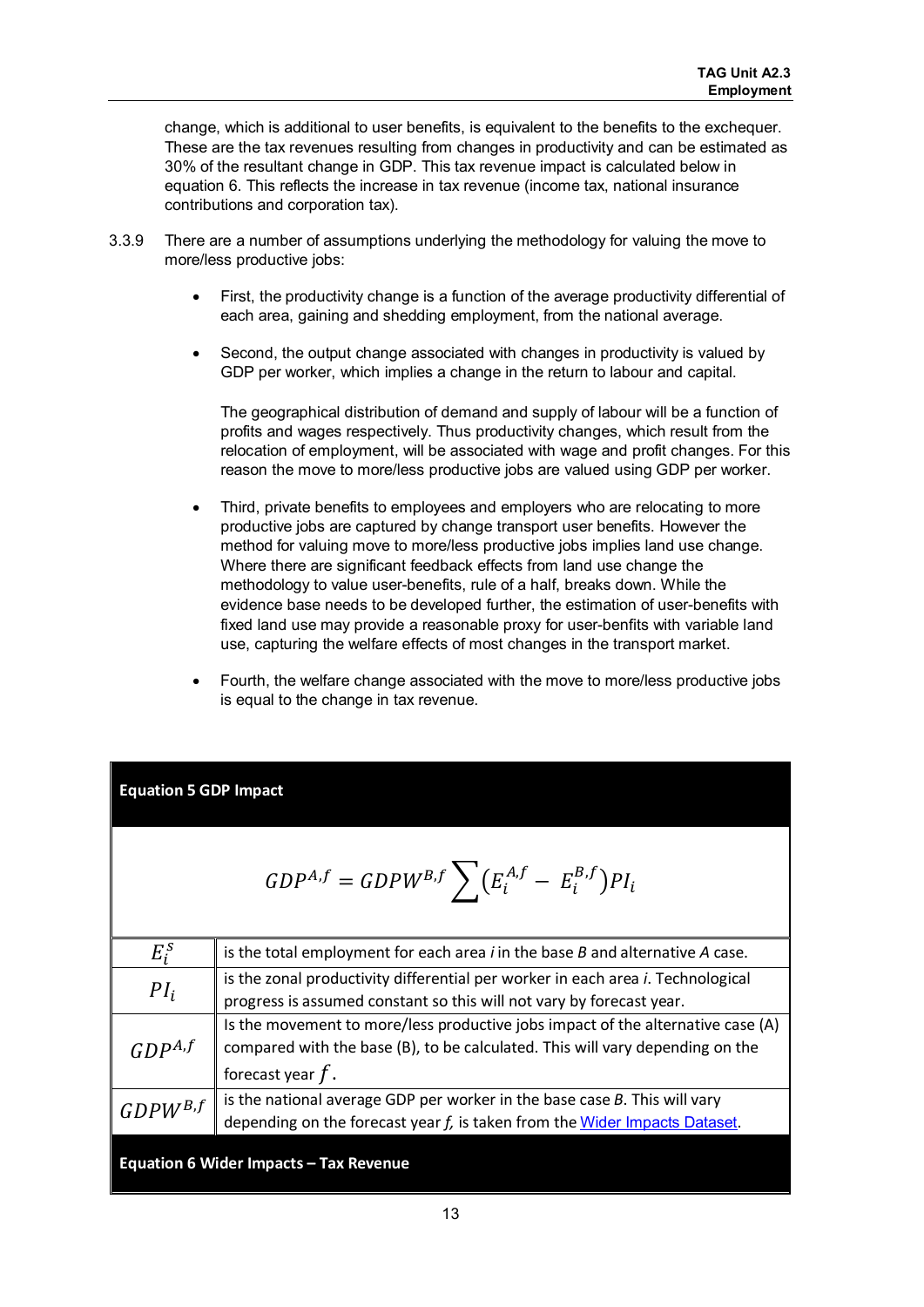change, which is additional to user benefits, is equivalent to the benefits to the exchequer. These are the tax revenues resulting from changes in productivity and can be estimated as 30% of the resultant change in GDP. This tax revenue impact is calculated below in equation 6. This reflects the increase in tax revenue (income tax, national insurance contributions and corporation tax).

3.3.9 There are a number of assumptions underlying the methodology for valuing the move to more/less productive jobs:

- First, the productivity change is a function of the average productivity differential of each area, gaining and shedding employment, from the national average.

- Second, the output change associated with changes in productivity is valued by GDP per worker, which implies a change in the return to labour and capital.

  The geographical distribution of demand and supply of labour will be a function of profits and wages respectively. Thus productivity changes, which result from the relocation of employment, will be associated with wage and profit changes. For this reason the move to more/less productive jobs are valued using GDP per worker.

- Third, private benefits to employees and employers who are relocating to more productive jobs are captured by change transport user benefits. However the method for valuing move to more/less productive jobs implies land use change. Where there are significant feedback effects from land use change the methodology to value user-benefits, rule of a half, breaks down. While the evidence base needs to be developed further, the estimation of user-benefits with fixed land use may provide a reasonable proxy for user-benfits with variable land use, capturing the welfare effects of most changes in the transport market.

- Fourth, the welfare change associated with the move to more/less productive jobs is equal to the change in tax revenue.

**Equation 5 GDP Impact**

$$GDP^{A,f} = GDPW^{B,f} \sum \left(E_i^{A,f} - E_i^{B,f}\right) PI_i$$

| | |
|---|---|
| $E_i^S$ | is the total employment for each area *i* in the base *B* and alternative *A* case. |
| $PI_i$ | is the zonal productivity differential per worker in each area *i*. Technological progress is assumed constant so this will not vary by forecast year. |
| $GDP^{A,f}$ | Is the movement to more/less productive jobs impact of the alternative case (A) compared with the base (B), to be calculated. This will vary depending on the forecast year $f$. |
| $GDPW^{B,f}$ | is the national average GDP per worker in the base case *B*. This will vary depending on the forecast year *f*, is taken from the Wider Impacts Dataset. |

**Equation 6 Wider Impacts – Tax Revenue**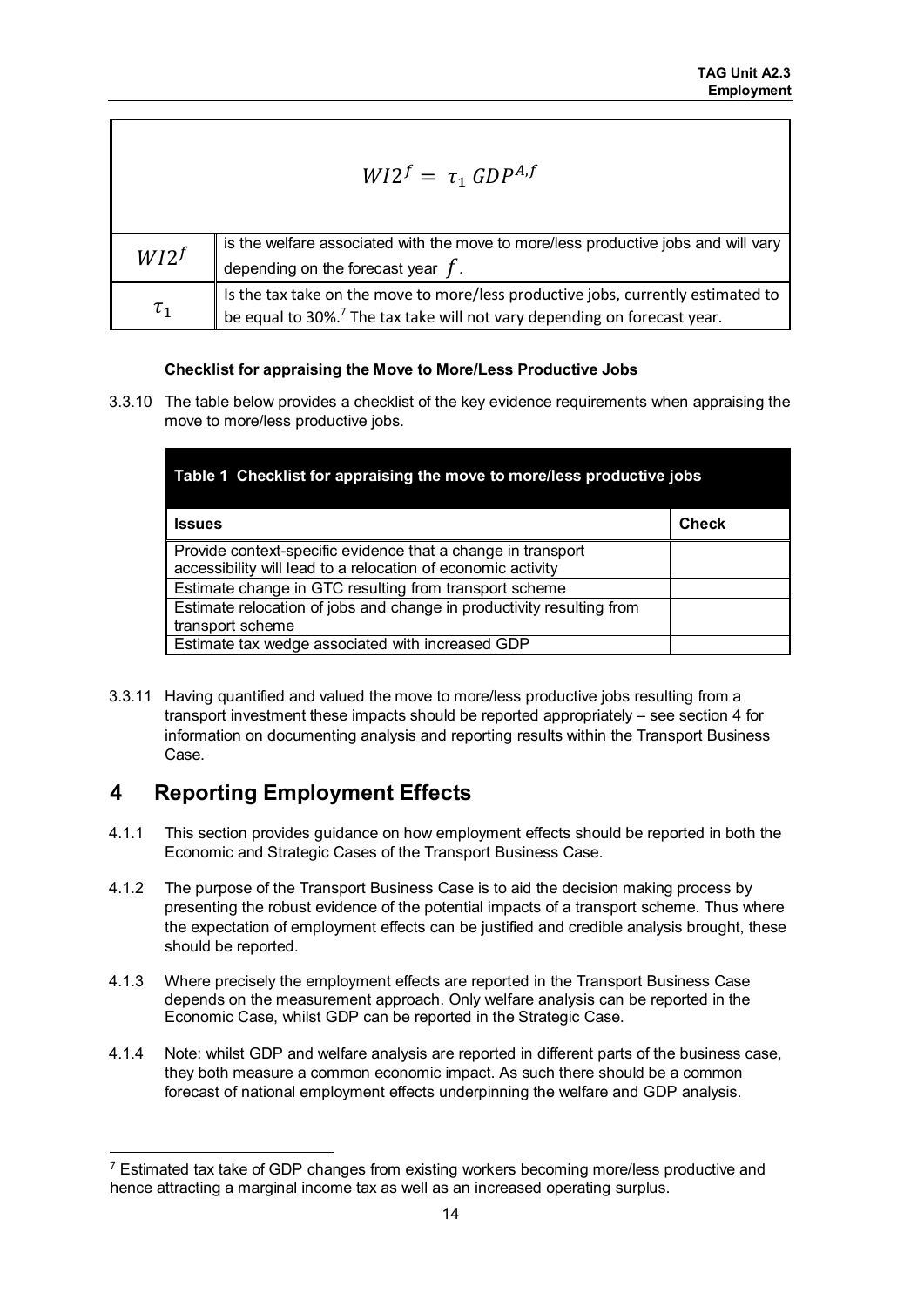$$WI2^f = \tau_1 \ GDP^{A,f}$$

| | |
|---|---|
| $WI2^f$ | is the welfare associated with the move to more/less productive jobs and will vary depending on the forecast year $f$. |
| $\tau_1$ | Is the tax take on the move to more/less productive jobs, currently estimated to be equal to 30%.[7] The tax take will not vary depending on forecast year. |

**Checklist for appraising the Move to More/Less Productive Jobs**

3.3.10 The table below provides a checklist of the key evidence requirements when appraising the move to more/less productive jobs.

**Table 1 Checklist for appraising the move to more/less productive jobs**

| Issues | Check |
|---|---|
| Provide context-specific evidence that a change in transport accessibility will lead to a relocation of economic activity | |
| Estimate change in GTC resulting from transport scheme | |
| Estimate relocation of jobs and change in productivity resulting from transport scheme | |
| Estimate tax wedge associated with increased GDP | |

3.3.11 Having quantified and valued the move to more/less productive jobs resulting from a transport investment these impacts should be reported appropriately – see section 4 for information on documenting analysis and reporting results within the Transport Business Case.

# 4 Reporting Employment Effects

4.1.1 This section provides guidance on how employment effects should be reported in both the Economic and Strategic Cases of the Transport Business Case.

4.1.2 The purpose of the Transport Business Case is to aid the decision making process by presenting the robust evidence of the potential impacts of a transport scheme. Thus where the expectation of employment effects can be justified and credible analysis brought, these should be reported.

4.1.3 Where precisely the employment effects are reported in the Transport Business Case depends on the measurement approach. Only welfare analysis can be reported in the Economic Case, whilst GDP can be reported in the Strategic Case.

4.1.4 Note: whilst GDP and welfare analysis are reported in different parts of the business case, they both measure a common economic impact. As such there should be a common forecast of national employment effects underpinning the welfare and GDP analysis.

[7] Estimated tax take of GDP changes from existing workers becoming more/less productive and hence attracting a marginal income tax as well as an increased operating surplus.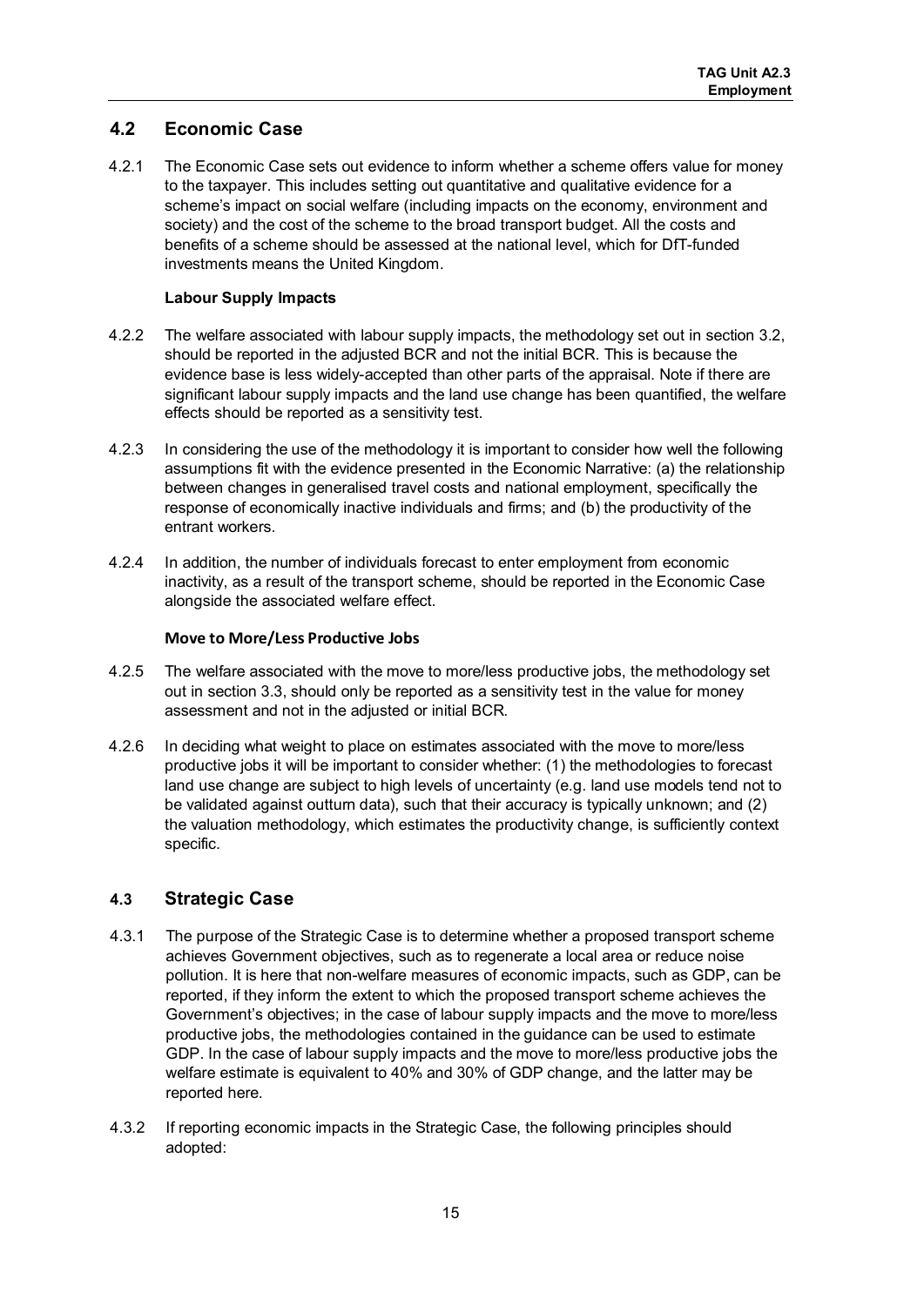## 4.2 Economic Case

4.2.1 The Economic Case sets out evidence to inform whether a scheme offers value for money to the taxpayer. This includes setting out quantitative and qualitative evidence for a scheme's impact on social welfare (including impacts on the economy, environment and society) and the cost of the scheme to the broad transport budget. All the costs and benefits of a scheme should be assessed at the national level, which for DfT-funded investments means the United Kingdom.

**Labour Supply Impacts**

4.2.2 The welfare associated with labour supply impacts, the methodology set out in section 3.2, should be reported in the adjusted BCR and not the initial BCR. This is because the evidence base is less widely-accepted than other parts of the appraisal. Note if there are significant labour supply impacts and the land use change has been quantified, the welfare effects should be reported as a sensitivity test.

4.2.3 In considering the use of the methodology it is important to consider how well the following assumptions fit with the evidence presented in the Economic Narrative: (a) the relationship between changes in generalised travel costs and national employment, specifically the response of economically inactive individuals and firms; and (b) the productivity of the entrant workers.

4.2.4 In addition, the number of individuals forecast to enter employment from economic inactivity, as a result of the transport scheme, should be reported in the Economic Case alongside the associated welfare effect.

**Move to More/Less Productive Jobs**

4.2.5 The welfare associated with the move to more/less productive jobs, the methodology set out in section 3.3, should only be reported as a sensitivity test in the value for money assessment and not in the adjusted or initial BCR.

4.2.6 In deciding what weight to place on estimates associated with the move to more/less productive jobs it will be important to consider whether: (1) the methodologies to forecast land use change are subject to high levels of uncertainty (e.g. land use models tend not to be validated against outturn data), such that their accuracy is typically unknown; and (2) the valuation methodology, which estimates the productivity change, is sufficiently context specific.

## 4.3 Strategic Case

4.3.1 The purpose of the Strategic Case is to determine whether a proposed transport scheme achieves Government objectives, such as to regenerate a local area or reduce noise pollution. It is here that non-welfare measures of economic impacts, such as GDP, can be reported, if they inform the extent to which the proposed transport scheme achieves the Government's objectives; in the case of labour supply impacts and the move to more/less productive jobs, the methodologies contained in the guidance can be used to estimate GDP. In the case of labour supply impacts and the move to more/less productive jobs the welfare estimate is equivalent to 40% and 30% of GDP change, and the latter may be reported here.

4.3.2 If reporting economic impacts in the Strategic Case, the following principles should adopted: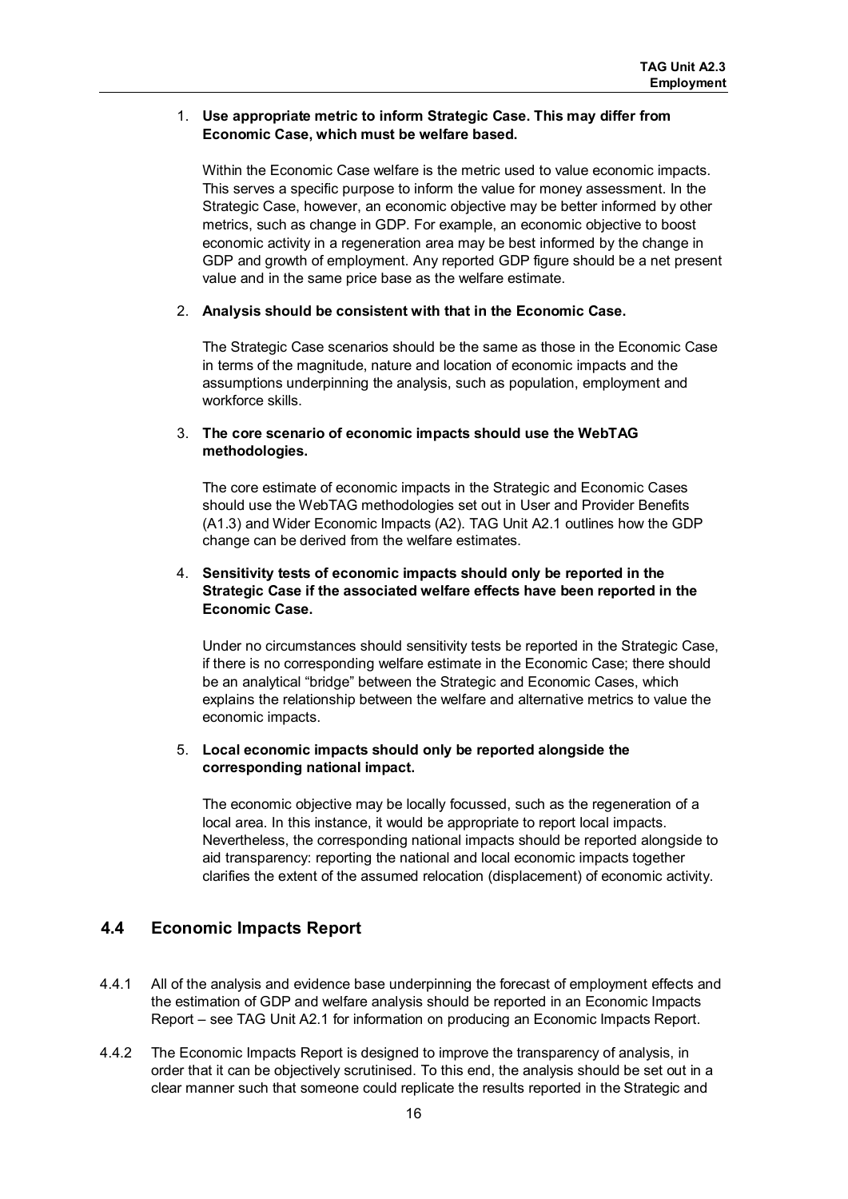1. **Use appropriate metric to inform Strategic Case. This may differ from Economic Case, which must be welfare based.**

   Within the Economic Case welfare is the metric used to value economic impacts. This serves a specific purpose to inform the value for money assessment. In the Strategic Case, however, an economic objective may be better informed by other metrics, such as change in GDP. For example, an economic objective to boost economic activity in a regeneration area may be best informed by the change in GDP and growth of employment. Any reported GDP figure should be a net present value and in the same price base as the welfare estimate.

2. **Analysis should be consistent with that in the Economic Case.**

   The Strategic Case scenarios should be the same as those in the Economic Case in terms of the magnitude, nature and location of economic impacts and the assumptions underpinning the analysis, such as population, employment and workforce skills.

3. **The core scenario of economic impacts should use the WebTAG methodologies.**

   The core estimate of economic impacts in the Strategic and Economic Cases should use the WebTAG methodologies set out in User and Provider Benefits (A1.3) and Wider Economic Impacts (A2). TAG Unit A2.1 outlines how the GDP change can be derived from the welfare estimates.

4. **Sensitivity tests of economic impacts should only be reported in the Strategic Case if the associated welfare effects have been reported in the Economic Case.**

   Under no circumstances should sensitivity tests be reported in the Strategic Case, if there is no corresponding welfare estimate in the Economic Case; there should be an analytical "bridge" between the Strategic and Economic Cases, which explains the relationship between the welfare and alternative metrics to value the economic impacts.

5. **Local economic impacts should only be reported alongside the corresponding national impact.**

   The economic objective may be locally focussed, such as the regeneration of a local area. In this instance, it would be appropriate to report local impacts. Nevertheless, the corresponding national impacts should be reported alongside to aid transparency: reporting the national and local economic impacts together clarifies the extent of the assumed relocation (displacement) of economic activity.

## 4.4 Economic Impacts Report

4.4.1 All of the analysis and evidence base underpinning the forecast of employment effects and the estimation of GDP and welfare analysis should be reported in an Economic Impacts Report – see TAG Unit A2.1 for information on producing an Economic Impacts Report.

4.4.2 The Economic Impacts Report is designed to improve the transparency of analysis, in order that it can be objectively scrutinised. To this end, the analysis should be set out in a clear manner such that someone could replicate the results reported in the Strategic and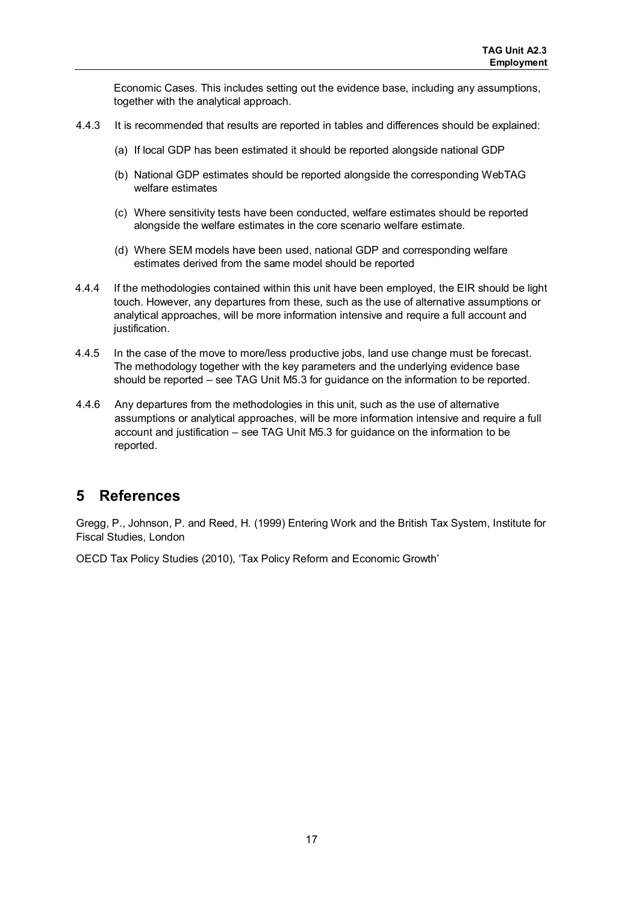Economic Cases. This includes setting out the evidence base, including any assumptions, together with the analytical approach.

4.4.3 It is recommended that results are reported in tables and differences should be explained:

(a) If local GDP has been estimated it should be reported alongside national GDP

(b) National GDP estimates should be reported alongside the corresponding WebTAG welfare estimates

(c) Where sensitivity tests have been conducted, welfare estimates should be reported alongside the welfare estimates in the core scenario welfare estimate.

(d) Where SEM models have been used, national GDP and corresponding welfare estimates derived from the same model should be reported

4.4.4 If the methodologies contained within this unit have been employed, the EIR should be light touch. However, any departures from these, such as the use of alternative assumptions or analytical approaches, will be more information intensive and require a full account and justification.

4.4.5 In the case of the move to more/less productive jobs, land use change must be forecast. The methodology together with the key parameters and the underlying evidence base should be reported – see TAG Unit M5.3 for guidance on the information to be reported.

4.4.6 Any departures from the methodologies in this unit, such as the use of alternative assumptions or analytical approaches, will be more information intensive and require a full account and justification – see TAG Unit M5.3 for guidance on the information to be reported.

# 5 References

Gregg, P., Johnson, P. and Reed, H. (1999) Entering Work and the British Tax System, Institute for Fiscal Studies, London

OECD Tax Policy Studies (2010), 'Tax Policy Reform and Economic Growth'